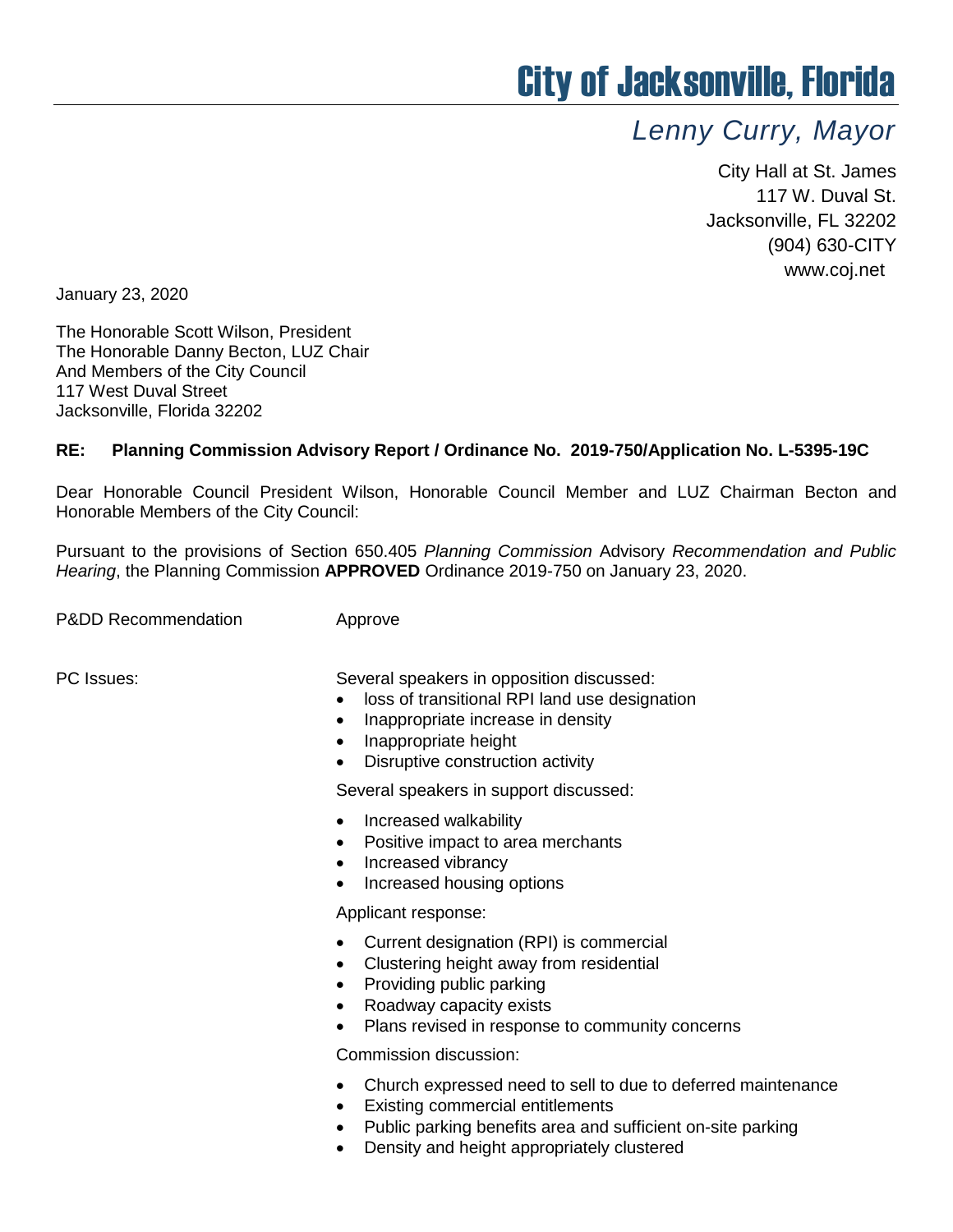# City of Jacksonville, Florida

## *Lenny Curry, Mayor*

City Hall at St. James
117 W. Duval St.
Jacksonville, FL 32202
(904) 630-CITY
www.coj.net

January 23, 2020

The Honorable Scott Wilson, President
The Honorable Danny Becton, LUZ Chair
And Members of the City Council
117 West Duval Street
Jacksonville, Florida 32202

**RE: Planning Commission Advisory Report / Ordinance No. 2019-750/Application No. L-5395-19C**

Dear Honorable Council President Wilson, Honorable Council Member and LUZ Chairman Becton and Honorable Members of the City Council:

Pursuant to the provisions of Section 650.405 *Planning Commission* Advisory *Recommendation and Public Hearing*, the Planning Commission **APPROVED** Ordinance 2019-750 on January 23, 2020.

P&DD Recommendation: Approve

PC Issues:

Several speakers in opposition discussed:

- loss of transitional RPI land use designation
- Inappropriate increase in density
- Inappropriate height
- Disruptive construction activity

Several speakers in support discussed:

- Increased walkability
- Positive impact to area merchants
- Increased vibrancy
- Increased housing options

Applicant response:

- Current designation (RPI) is commercial
- Clustering height away from residential
- Providing public parking
- Roadway capacity exists
- Plans revised in response to community concerns

Commission discussion:

- Church expressed need to sell to due to deferred maintenance
- Existing commercial entitlements
- Public parking benefits area and sufficient on-site parking
- Density and height appropriately clustered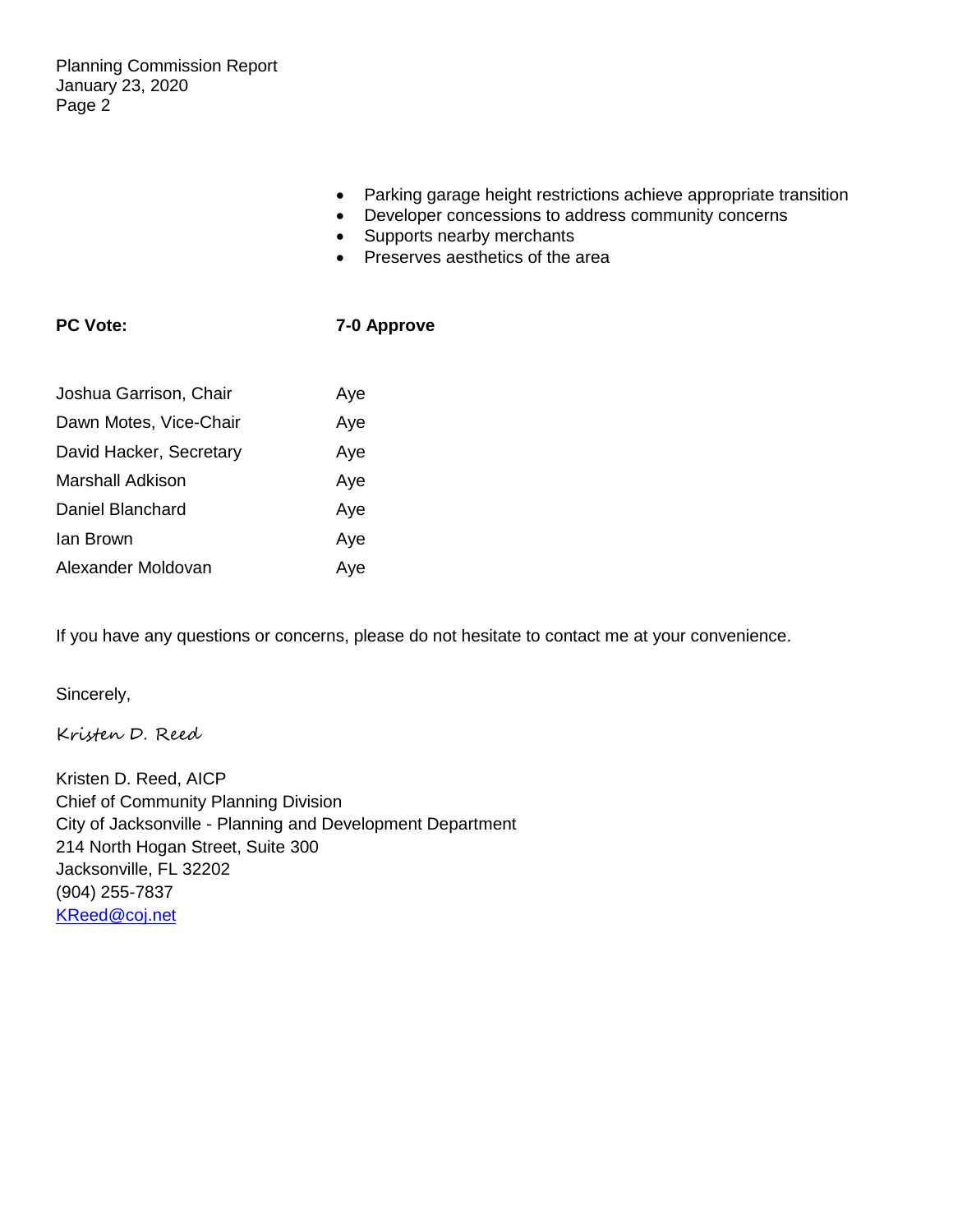- Parking garage height restrictions achieve appropriate transition
- Developer concessions to address community concerns
- Supports nearby merchants
- Preserves aesthetics of the area

**PC Vote:** **7-0 Approve**

| | |
|---|---|
| Joshua Garrison, Chair | Aye |
| Dawn Motes, Vice-Chair | Aye |
| David Hacker, Secretary | Aye |
| Marshall Adkison | Aye |
| Daniel Blanchard | Aye |
| Ian Brown | Aye |
| Alexander Moldovan | Aye |

If you have any questions or concerns, please do not hesitate to contact me at your convenience.

Sincerely,

*Kristen D. Reed*

Kristen D. Reed, AICP
Chief of Community Planning Division
City of Jacksonville - Planning and Development Department
214 North Hogan Street, Suite 300
Jacksonville, FL 32202
(904) 255-7837
KReed@coj.net